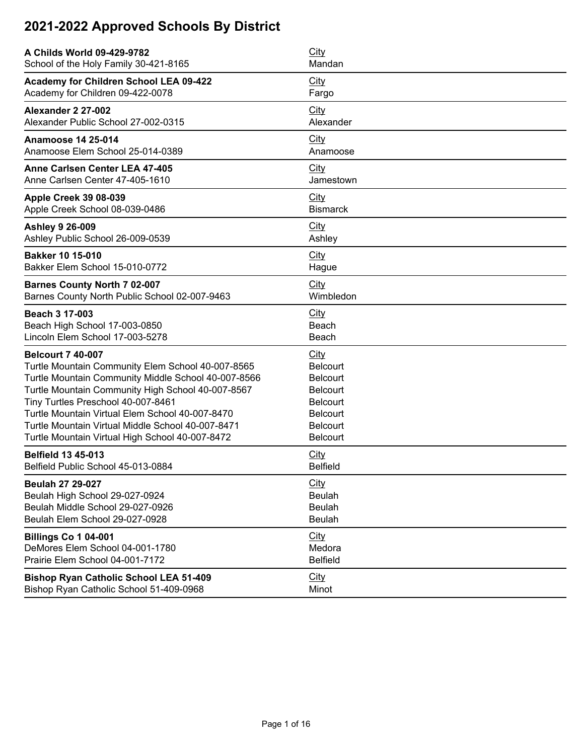# 2021-2022 Approved Schools By District

**A Childs World 09-429-9782** | City
School of the Holy Family 30-421-8165 | Mandan

---

**Academy for Children School LEA 09-422** | City
Academy for Children 09-422-0078 | Fargo

---

**Alexander 2 27-002** | City
Alexander Public School 27-002-0315 | Alexander

---

**Anamoose 14 25-014** | City
Anamoose Elem School 25-014-0389 | Anamoose

---

**Anne Carlsen Center LEA 47-405** | City
Anne Carlsen Center 47-405-1610 | Jamestown

---

**Apple Creek 39 08-039** | City
Apple Creek School 08-039-0486 | Bismarck

---

**Ashley 9 26-009** | City
Ashley Public School 26-009-0539 | Ashley

---

**Bakker 10 15-010** | City
Bakker Elem School 15-010-0772 | Hague

---

**Barnes County North 7 02-007** | City
Barnes County North Public School 02-007-9463 | Wimbledon

---

**Beach 3 17-003** | City
Beach High School 17-003-0850 | Beach
Lincoln Elem School 17-003-5278 | Beach

---

**Belcourt 7 40-007** | City
Turtle Mountain Community Elem School 40-007-8565 | Belcourt
Turtle Mountain Community Middle School 40-007-8566 | Belcourt
Turtle Mountain Community High School 40-007-8567 | Belcourt
Tiny Turtles Preschool 40-007-8461 | Belcourt
Turtle Mountain Virtual Elem School 40-007-8470 | Belcourt
Turtle Mountain Virtual Middle School 40-007-8471 | Belcourt
Turtle Mountain Virtual High School 40-007-8472 | Belcourt

---

**Belfield 13 45-013** | City
Belfield Public School 45-013-0884 | Belfield

---

**Beulah 27 29-027** | City
Beulah High School 29-027-0924 | Beulah
Beulah Middle School 29-027-0926 | Beulah
Beulah Elem School 29-027-0928 | Beulah

---

**Billings Co 1 04-001** | City
DeMores Elem School 04-001-1780 | Medora
Prairie Elem School 04-001-7172 | Belfield

---

**Bishop Ryan Catholic School LEA 51-409** | City
Bishop Ryan Catholic School 51-409-0968 | Minot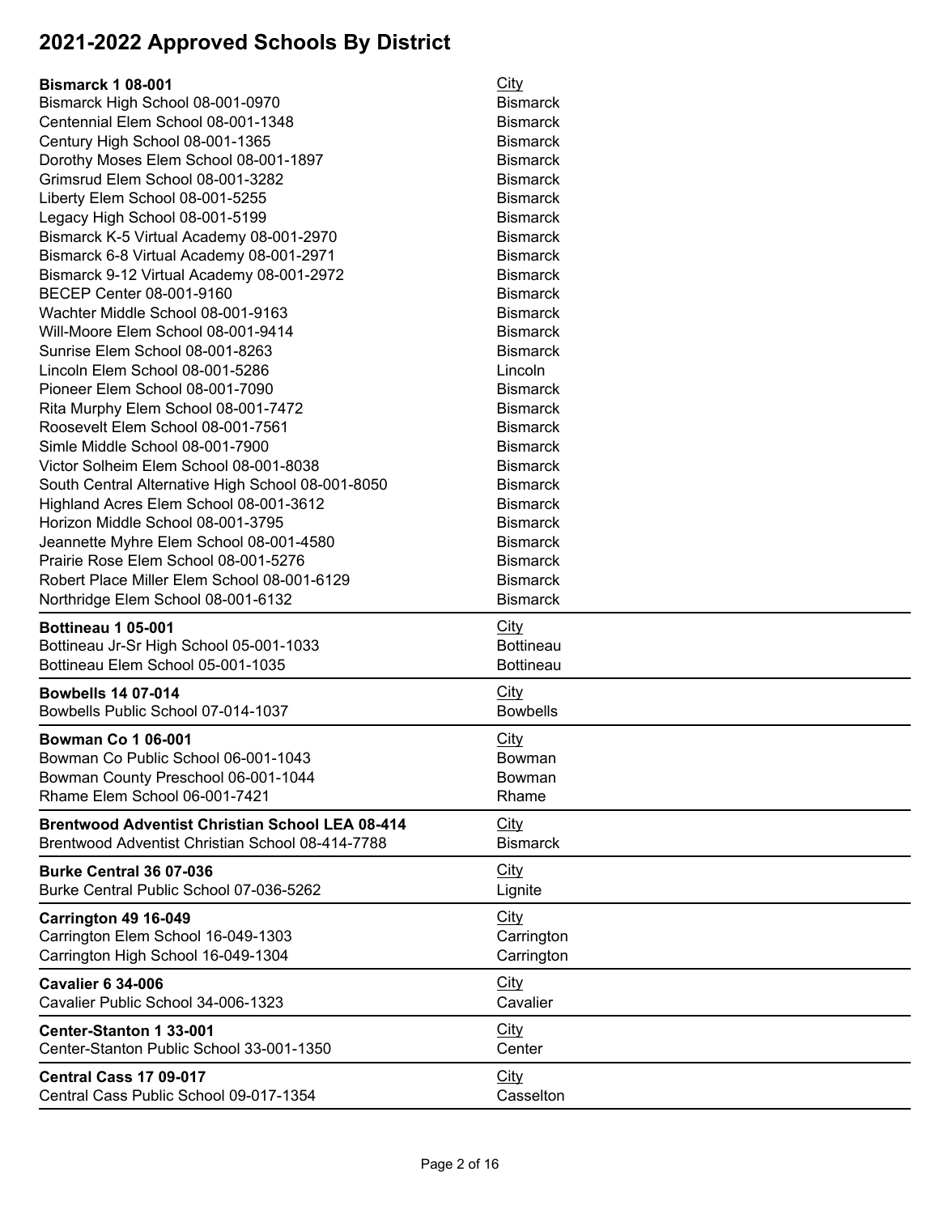# 2021-2022 Approved Schools By District

| **Bismarck 1 08-001** | City |
|---|---|
| Bismarck High School 08-001-0970 | Bismarck |
| Centennial Elem School 08-001-1348 | Bismarck |
| Century High School 08-001-1365 | Bismarck |
| Dorothy Moses Elem School 08-001-1897 | Bismarck |
| Grimsrud Elem School 08-001-3282 | Bismarck |
| Liberty Elem School 08-001-5255 | Bismarck |
| Legacy High School 08-001-5199 | Bismarck |
| Bismarck K-5 Virtual Academy 08-001-2970 | Bismarck |
| Bismarck 6-8 Virtual Academy 08-001-2971 | Bismarck |
| Bismarck 9-12 Virtual Academy 08-001-2972 | Bismarck |
| BECEP Center 08-001-9160 | Bismarck |
| Wachter Middle School 08-001-9163 | Bismarck |
| Will-Moore Elem School 08-001-9414 | Bismarck |
| Sunrise Elem School 08-001-8263 | Bismarck |
| Lincoln Elem School 08-001-5286 | Lincoln |
| Pioneer Elem School 08-001-7090 | Bismarck |
| Rita Murphy Elem School 08-001-7472 | Bismarck |
| Roosevelt Elem School 08-001-7561 | Bismarck |
| Simle Middle School 08-001-7900 | Bismarck |
| Victor Solheim Elem School 08-001-8038 | Bismarck |
| South Central Alternative High School 08-001-8050 | Bismarck |
| Highland Acres Elem School 08-001-3612 | Bismarck |
| Horizon Middle School 08-001-3795 | Bismarck |
| Jeannette Myhre Elem School 08-001-4580 | Bismarck |
| Prairie Rose Elem School 08-001-5276 | Bismarck |
| Robert Place Miller Elem School 08-001-6129 | Bismarck |
| Northridge Elem School 08-001-6132 | Bismarck |

| **Bottineau 1 05-001** | City |
|---|---|
| Bottineau Jr-Sr High School 05-001-1033 | Bottineau |
| Bottineau Elem School 05-001-1035 | Bottineau |

| **Bowbells 14 07-014** | City |
|---|---|
| Bowbells Public School 07-014-1037 | Bowbells |

| **Bowman Co 1 06-001** | City |
|---|---|
| Bowman Co Public School 06-001-1043 | Bowman |
| Bowman County Preschool 06-001-1044 | Bowman |
| Rhame Elem School 06-001-7421 | Rhame |

| **Brentwood Adventist Christian School LEA 08-414** | City |
|---|---|
| Brentwood Adventist Christian School 08-414-7788 | Bismarck |

| **Burke Central 36 07-036** | City |
|---|---|
| Burke Central Public School 07-036-5262 | Lignite |

| **Carrington 49 16-049** | City |
|---|---|
| Carrington Elem School 16-049-1303 | Carrington |
| Carrington High School 16-049-1304 | Carrington |

| **Cavalier 6 34-006** | City |
|---|---|
| Cavalier Public School 34-006-1323 | Cavalier |

| **Center-Stanton 1 33-001** | City |
|---|---|
| Center-Stanton Public School 33-001-1350 | Center |

| **Central Cass 17 09-017** | City |
|---|---|
| Central Cass Public School 09-017-1354 | Casselton |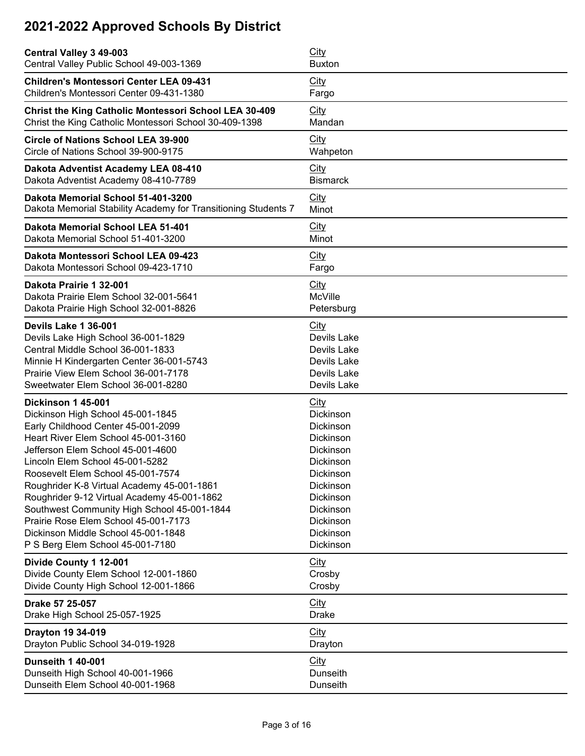# 2021-2022 Approved Schools By District

| **Central Valley 3 49-003** | City |
|---|---|
| Central Valley Public School 49-003-1369 | Buxton |

| **Children's Montessori Center LEA 09-431** | City |
|---|---|
| Children's Montessori Center 09-431-1380 | Fargo |

| **Christ the King Catholic Montessori School LEA 30-409** | City |
|---|---|
| Christ the King Catholic Montessori School 30-409-1398 | Mandan |

| **Circle of Nations School LEA 39-900** | City |
|---|---|
| Circle of Nations School 39-900-9175 | Wahpeton |

| **Dakota Adventist Academy LEA 08-410** | City |
|---|---|
| Dakota Adventist Academy 08-410-7789 | Bismarck |

| **Dakota Memorial School 51-401-3200** | City |
|---|---|
| Dakota Memorial Stability Academy for Transitioning Students 7 | Minot |

| **Dakota Memorial School LEA 51-401** | City |
|---|---|
| Dakota Memorial School 51-401-3200 | Minot |

| **Dakota Montessori School LEA 09-423** | City |
|---|---|
| Dakota Montessori School 09-423-1710 | Fargo |

| **Dakota Prairie 1 32-001** | City |
|---|---|
| Dakota Prairie Elem School 32-001-5641 | McVille |
| Dakota Prairie High School 32-001-8826 | Petersburg |

| **Devils Lake 1 36-001** | City |
|---|---|
| Devils Lake High School 36-001-1829 | Devils Lake |
| Central Middle School 36-001-1833 | Devils Lake |
| Minnie H Kindergarten Center 36-001-5743 | Devils Lake |
| Prairie View Elem School 36-001-7178 | Devils Lake |
| Sweetwater Elem School 36-001-8280 | Devils Lake |

| **Dickinson 1 45-001** | City |
|---|---|
| Dickinson High School 45-001-1845 | Dickinson |
| Early Childhood Center 45-001-2099 | Dickinson |
| Heart River Elem School 45-001-3160 | Dickinson |
| Jefferson Elem School 45-001-4600 | Dickinson |
| Lincoln Elem School 45-001-5282 | Dickinson |
| Roosevelt Elem School 45-001-7574 | Dickinson |
| Roughrider K-8 Virtual Academy 45-001-1861 | Dickinson |
| Roughrider 9-12 Virtual Academy 45-001-1862 | Dickinson |
| Southwest Community High School 45-001-1844 | Dickinson |
| Prairie Rose Elem School 45-001-7173 | Dickinson |
| Dickinson Middle School 45-001-1848 | Dickinson |
| P S Berg Elem School 45-001-7180 | Dickinson |

| **Divide County 1 12-001** | City |
|---|---|
| Divide County Elem School 12-001-1860 | Crosby |
| Divide County High School 12-001-1866 | Crosby |

| **Drake 57 25-057** | City |
|---|---|
| Drake High School 25-057-1925 | Drake |

| **Drayton 19 34-019** | City |
|---|---|
| Drayton Public School 34-019-1928 | Drayton |

| **Dunseith 1 40-001** | City |
|---|---|
| Dunseith High School 40-001-1966 | Dunseith |
| Dunseith Elem School 40-001-1968 | Dunseith |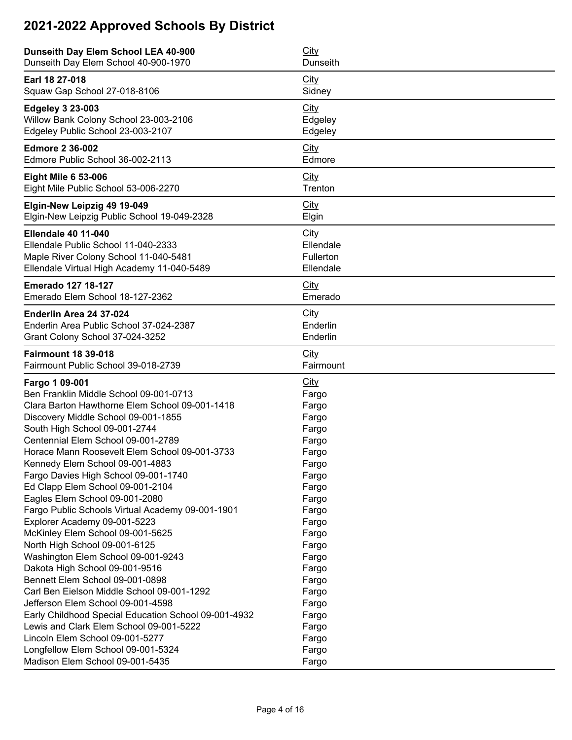# 2021-2022 Approved Schools By District

| **Dunseith Day Elem School LEA 40-900** | City |
|---|---|
| Dunseith Day Elem School 40-900-1970 | Dunseith |

| **Earl 18 27-018** | City |
|---|---|
| Squaw Gap School 27-018-8106 | Sidney |

| **Edgeley 3 23-003** | City |
|---|---|
| Willow Bank Colony School 23-003-2106 | Edgeley |
| Edgeley Public School 23-003-2107 | Edgeley |

| **Edmore 2 36-002** | City |
|---|---|
| Edmore Public School 36-002-2113 | Edmore |

| **Eight Mile 6 53-006** | City |
|---|---|
| Eight Mile Public School 53-006-2270 | Trenton |

| **Elgin-New Leipzig 49 19-049** | City |
|---|---|
| Elgin-New Leipzig Public School 19-049-2328 | Elgin |

| **Ellendale 40 11-040** | City |
|---|---|
| Ellendale Public School 11-040-2333 | Ellendale |
| Maple River Colony School 11-040-5481 | Fullerton |
| Ellendale Virtual High Academy 11-040-5489 | Ellendale |

| **Emerado 127 18-127** | City |
|---|---|
| Emerado Elem School 18-127-2362 | Emerado |

| **Enderlin Area 24 37-024** | City |
|---|---|
| Enderlin Area Public School 37-024-2387 | Enderlin |
| Grant Colony School 37-024-3252 | Enderlin |

| **Fairmount 18 39-018** | City |
|---|---|
| Fairmount Public School 39-018-2739 | Fairmount |

| **Fargo 1 09-001** | City |
|---|---|
| Ben Franklin Middle School 09-001-0713 | Fargo |
| Clara Barton Hawthorne Elem School 09-001-1418 | Fargo |
| Discovery Middle School 09-001-1855 | Fargo |
| South High School 09-001-2744 | Fargo |
| Centennial Elem School 09-001-2789 | Fargo |
| Horace Mann Roosevelt Elem School 09-001-3733 | Fargo |
| Kennedy Elem School 09-001-4883 | Fargo |
| Fargo Davies High School 09-001-1740 | Fargo |
| Ed Clapp Elem School 09-001-2104 | Fargo |
| Eagles Elem School 09-001-2080 | Fargo |
| Fargo Public Schools Virtual Academy 09-001-1901 | Fargo |
| Explorer Academy 09-001-5223 | Fargo |
| McKinley Elem School 09-001-5625 | Fargo |
| North High School 09-001-6125 | Fargo |
| Washington Elem School 09-001-9243 | Fargo |
| Dakota High School 09-001-9516 | Fargo |
| Bennett Elem School 09-001-0898 | Fargo |
| Carl Ben Eielson Middle School 09-001-1292 | Fargo |
| Jefferson Elem School 09-001-4598 | Fargo |
| Early Childhood Special Education School 09-001-4932 | Fargo |
| Lewis and Clark Elem School 09-001-5222 | Fargo |
| Lincoln Elem School 09-001-5277 | Fargo |
| Longfellow Elem School 09-001-5324 | Fargo |
| Madison Elem School 09-001-5435 | Fargo |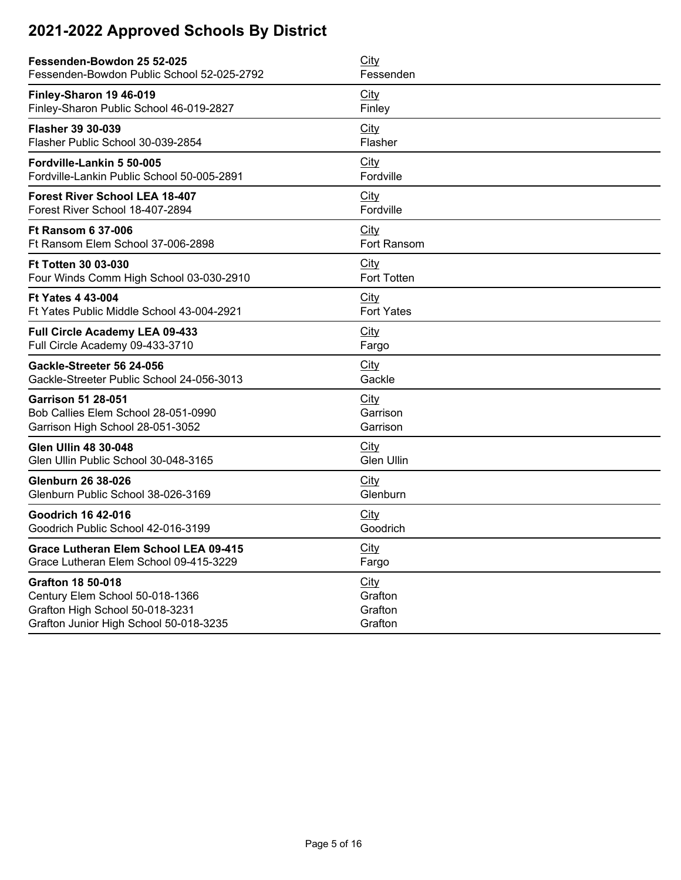# 2021-2022 Approved Schools By District

| **Fessenden-Bowdon 25 52-025** | City |
|---|---|
| Fessenden-Bowdon Public School 52-025-2792 | Fessenden |

| **Finley-Sharon 19 46-019** | City |
|---|---|
| Finley-Sharon Public School 46-019-2827 | Finley |

| **Flasher 39 30-039** | City |
|---|---|
| Flasher Public School 30-039-2854 | Flasher |

| **Fordville-Lankin 5 50-005** | City |
|---|---|
| Fordville-Lankin Public School 50-005-2891 | Fordville |

| **Forest River School LEA 18-407** | City |
|---|---|
| Forest River School 18-407-2894 | Fordville |

| **Ft Ransom 6 37-006** | City |
|---|---|
| Ft Ransom Elem School 37-006-2898 | Fort Ransom |

| **Ft Totten 30 03-030** | City |
|---|---|
| Four Winds Comm High School 03-030-2910 | Fort Totten |

| **Ft Yates 4 43-004** | City |
|---|---|
| Ft Yates Public Middle School 43-004-2921 | Fort Yates |

| **Full Circle Academy LEA 09-433** | City |
|---|---|
| Full Circle Academy 09-433-3710 | Fargo |

| **Gackle-Streeter 56 24-056** | City |
|---|---|
| Gackle-Streeter Public School 24-056-3013 | Gackle |

| **Garrison 51 28-051** | City |
|---|---|
| Bob Callies Elem School 28-051-0990 | Garrison |
| Garrison High School 28-051-3052 | Garrison |

| **Glen Ullin 48 30-048** | City |
|---|---|
| Glen Ullin Public School 30-048-3165 | Glen Ullin |

| **Glenburn 26 38-026** | City |
|---|---|
| Glenburn Public School 38-026-3169 | Glenburn |

| **Goodrich 16 42-016** | City |
|---|---|
| Goodrich Public School 42-016-3199 | Goodrich |

| **Grace Lutheran Elem School LEA 09-415** | City |
|---|---|
| Grace Lutheran Elem School 09-415-3229 | Fargo |

| **Grafton 18 50-018** | City |
|---|---|
| Century Elem School 50-018-1366 | Grafton |
| Grafton High School 50-018-3231 | Grafton |
| Grafton Junior High School 50-018-3235 | Grafton |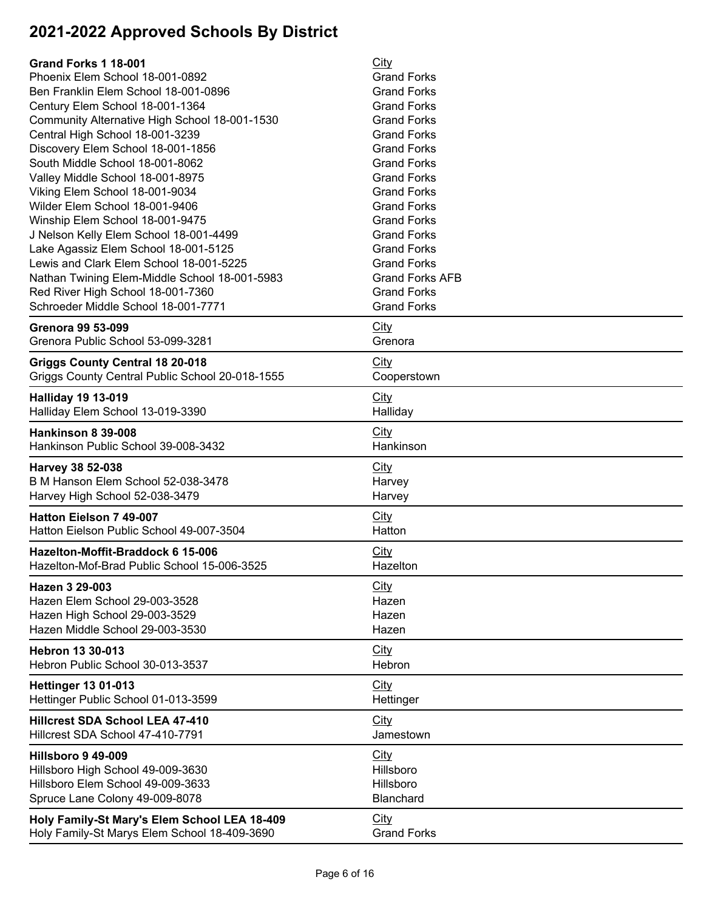# 2021-2022 Approved Schools By District

| Grand Forks 1 18-001 | City |
|---|---|
| Phoenix Elem School 18-001-0892 | Grand Forks |
| Ben Franklin Elem School 18-001-0896 | Grand Forks |
| Century Elem School 18-001-1364 | Grand Forks |
| Community Alternative High School 18-001-1530 | Grand Forks |
| Central High School 18-001-3239 | Grand Forks |
| Discovery Elem School 18-001-1856 | Grand Forks |
| South Middle School 18-001-8062 | Grand Forks |
| Valley Middle School 18-001-8975 | Grand Forks |
| Viking Elem School 18-001-9034 | Grand Forks |
| Wilder Elem School 18-001-9406 | Grand Forks |
| Winship Elem School 18-001-9475 | Grand Forks |
| J Nelson Kelly Elem School 18-001-4499 | Grand Forks |
| Lake Agassiz Elem School 18-001-5125 | Grand Forks |
| Lewis and Clark Elem School 18-001-5225 | Grand Forks |
| Nathan Twining Elem-Middle School 18-001-5983 | Grand Forks AFB |
| Red River High School 18-001-7360 | Grand Forks |
| Schroeder Middle School 18-001-7771 | Grand Forks |

| Grenora 99 53-099 | City |
|---|---|
| Grenora Public School 53-099-3281 | Grenora |

| Griggs County Central 18 20-018 | City |
|---|---|
| Griggs County Central Public School 20-018-1555 | Cooperstown |

| Halliday 19 13-019 | City |
|---|---|
| Halliday Elem School 13-019-3390 | Halliday |

| Hankinson 8 39-008 | City |
|---|---|
| Hankinson Public School 39-008-3432 | Hankinson |

| Harvey 38 52-038 | City |
|---|---|
| B M Hanson Elem School 52-038-3478 | Harvey |
| Harvey High School 52-038-3479 | Harvey |

| Hatton Eielson 7 49-007 | City |
|---|---|
| Hatton Eielson Public School 49-007-3504 | Hatton |

| Hazelton-Moffit-Braddock 6 15-006 | City |
|---|---|
| Hazelton-Mof-Brad Public School 15-006-3525 | Hazelton |

| Hazen 3 29-003 | City |
|---|---|
| Hazen Elem School 29-003-3528 | Hazen |
| Hazen High School 29-003-3529 | Hazen |
| Hazen Middle School 29-003-3530 | Hazen |

| Hebron 13 30-013 | City |
|---|---|
| Hebron Public School 30-013-3537 | Hebron |

| Hettinger 13 01-013 | City |
|---|---|
| Hettinger Public School 01-013-3599 | Hettinger |

| Hillcrest SDA School LEA 47-410 | City |
|---|---|
| Hillcrest SDA School 47-410-7791 | Jamestown |

| Hillsboro 9 49-009 | City |
|---|---|
| Hillsboro High School 49-009-3630 | Hillsboro |
| Hillsboro Elem School 49-009-3633 | Hillsboro |
| Spruce Lane Colony 49-009-8078 | Blanchard |

| Holy Family-St Mary's Elem School LEA 18-409 | City |
|---|---|
| Holy Family-St Marys Elem School 18-409-3690 | Grand Forks |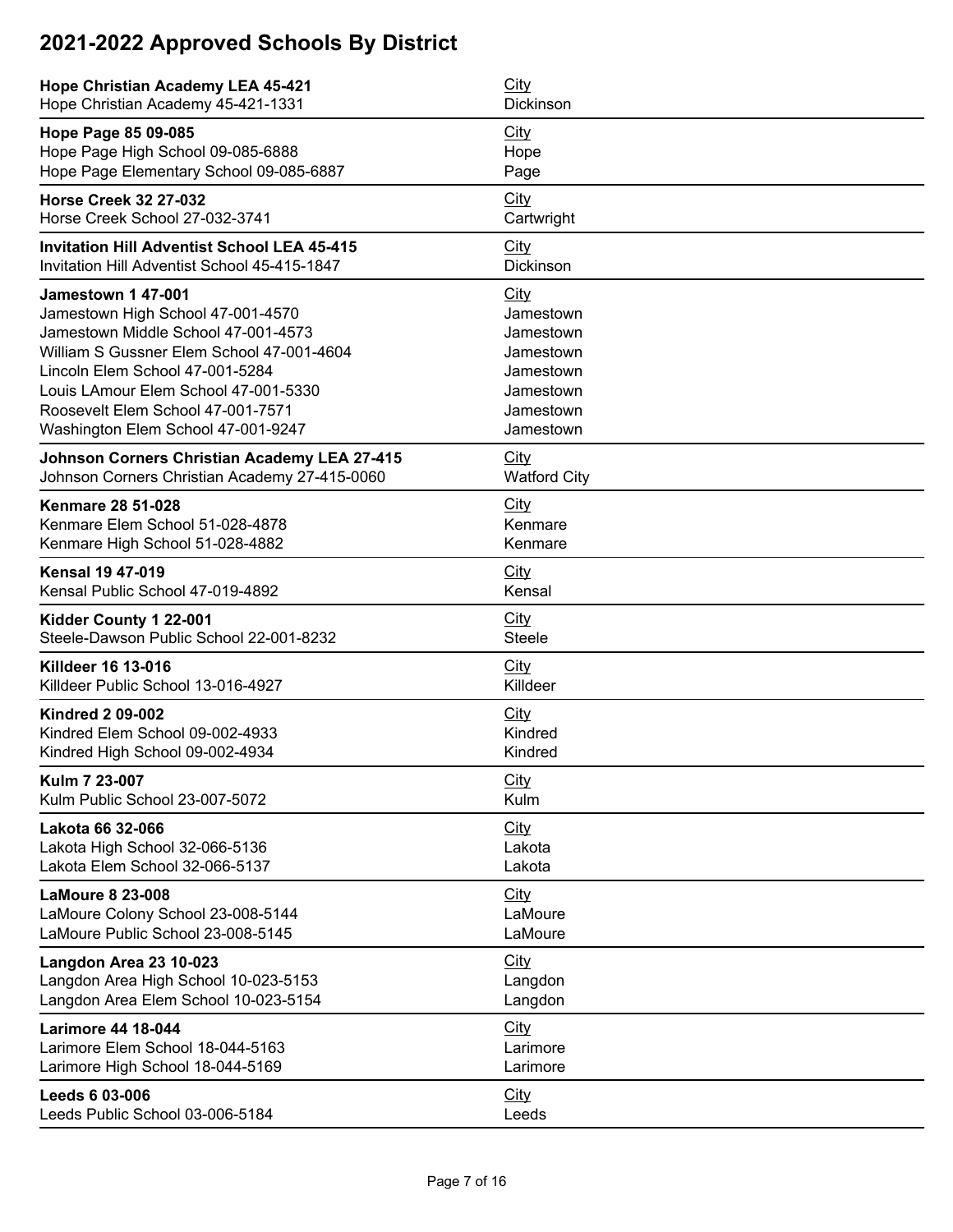# 2021-2022 Approved Schools By District

| **Hope Christian Academy LEA 45-421** | City |
|---|---|
| Hope Christian Academy 45-421-1331 | Dickinson |

| **Hope Page 85 09-085** | City |
|---|---|
| Hope Page High School 09-085-6888 | Hope |
| Hope Page Elementary School 09-085-6887 | Page |

| **Horse Creek 32 27-032** | City |
|---|---|
| Horse Creek School 27-032-3741 | Cartwright |

| **Invitation Hill Adventist School LEA 45-415** | City |
|---|---|
| Invitation Hill Adventist School 45-415-1847 | Dickinson |

| **Jamestown 1 47-001** | City |
|---|---|
| Jamestown High School 47-001-4570 | Jamestown |
| Jamestown Middle School 47-001-4573 | Jamestown |
| William S Gussner Elem School 47-001-4604 | Jamestown |
| Lincoln Elem School 47-001-5284 | Jamestown |
| Louis LAmour Elem School 47-001-5330 | Jamestown |
| Roosevelt Elem School 47-001-7571 | Jamestown |
| Washington Elem School 47-001-9247 | Jamestown |

| **Johnson Corners Christian Academy LEA 27-415** | City |
|---|---|
| Johnson Corners Christian Academy 27-415-0060 | Watford City |

| **Kenmare 28 51-028** | City |
|---|---|
| Kenmare Elem School 51-028-4878 | Kenmare |
| Kenmare High School 51-028-4882 | Kenmare |

| **Kensal 19 47-019** | City |
|---|---|
| Kensal Public School 47-019-4892 | Kensal |

| **Kidder County 1 22-001** | City |
|---|---|
| Steele-Dawson Public School 22-001-8232 | Steele |

| **Killdeer 16 13-016** | City |
|---|---|
| Killdeer Public School 13-016-4927 | Killdeer |

| **Kindred 2 09-002** | City |
|---|---|
| Kindred Elem School 09-002-4933 | Kindred |
| Kindred High School 09-002-4934 | Kindred |

| **Kulm 7 23-007** | City |
|---|---|
| Kulm Public School 23-007-5072 | Kulm |

| **Lakota 66 32-066** | City |
|---|---|
| Lakota High School 32-066-5136 | Lakota |
| Lakota Elem School 32-066-5137 | Lakota |

| **LaMoure 8 23-008** | City |
|---|---|
| LaMoure Colony School 23-008-5144 | LaMoure |
| LaMoure Public School 23-008-5145 | LaMoure |

| **Langdon Area 23 10-023** | City |
|---|---|
| Langdon Area High School 10-023-5153 | Langdon |
| Langdon Area Elem School 10-023-5154 | Langdon |

| **Larimore 44 18-044** | City |
|---|---|
| Larimore Elem School 18-044-5163 | Larimore |
| Larimore High School 18-044-5169 | Larimore |

| **Leeds 6 03-006** | City |
|---|---|
| Leeds Public School 03-006-5184 | Leeds |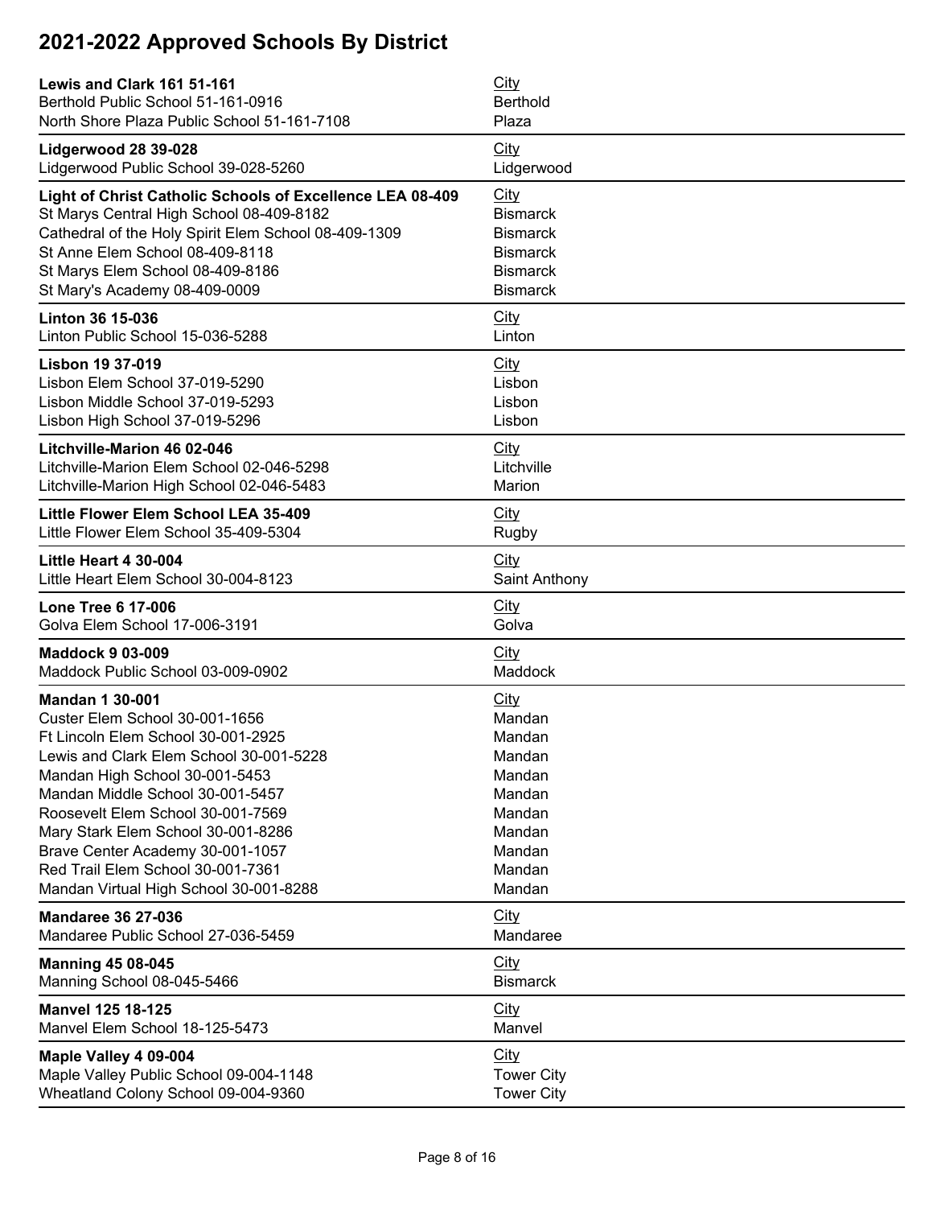# 2021-2022 Approved Schools By District

| Lewis and Clark 161 51-161 | City |
|---|---|
| Berthold Public School 51-161-0916 | Berthold |
| North Shore Plaza Public School 51-161-7108 | Plaza |

| Lidgerwood 28 39-028 | City |
|---|---|
| Lidgerwood Public School 39-028-5260 | Lidgerwood |

| Light of Christ Catholic Schools of Excellence LEA 08-409 | City |
|---|---|
| St Marys Central High School 08-409-8182 | Bismarck |
| Cathedral of the Holy Spirit Elem School 08-409-1309 | Bismarck |
| St Anne Elem School 08-409-8118 | Bismarck |
| St Marys Elem School 08-409-8186 | Bismarck |
| St Mary's Academy 08-409-0009 | Bismarck |

| Linton 36 15-036 | City |
|---|---|
| Linton Public School 15-036-5288 | Linton |

| Lisbon 19 37-019 | City |
|---|---|
| Lisbon Elem School 37-019-5290 | Lisbon |
| Lisbon Middle School 37-019-5293 | Lisbon |
| Lisbon High School 37-019-5296 | Lisbon |

| Litchville-Marion 46 02-046 | City |
|---|---|
| Litchville-Marion Elem School 02-046-5298 | Litchville |
| Litchville-Marion High School 02-046-5483 | Marion |

| Little Flower Elem School LEA 35-409 | City |
|---|---|
| Little Flower Elem School 35-409-5304 | Rugby |

| Little Heart 4 30-004 | City |
|---|---|
| Little Heart Elem School 30-004-8123 | Saint Anthony |

| Lone Tree 6 17-006 | City |
|---|---|
| Golva Elem School 17-006-3191 | Golva |

| Maddock 9 03-009 | City |
|---|---|
| Maddock Public School 03-009-0902 | Maddock |

| Mandan 1 30-001 | City |
|---|---|
| Custer Elem School 30-001-1656 | Mandan |
| Ft Lincoln Elem School 30-001-2925 | Mandan |
| Lewis and Clark Elem School 30-001-5228 | Mandan |
| Mandan High School 30-001-5453 | Mandan |
| Mandan Middle School 30-001-5457 | Mandan |
| Roosevelt Elem School 30-001-7569 | Mandan |
| Mary Stark Elem School 30-001-8286 | Mandan |
| Brave Center Academy 30-001-1057 | Mandan |
| Red Trail Elem School 30-001-7361 | Mandan |
| Mandan Virtual High School 30-001-8288 | Mandan |

| Mandaree 36 27-036 | City |
|---|---|
| Mandaree Public School 27-036-5459 | Mandaree |

| Manning 45 08-045 | City |
|---|---|
| Manning School 08-045-5466 | Bismarck |

| Manvel 125 18-125 | City |
|---|---|
| Manvel Elem School 18-125-5473 | Manvel |

| Maple Valley 4 09-004 | City |
|---|---|
| Maple Valley Public School 09-004-1148 | Tower City |
| Wheatland Colony School 09-004-9360 | Tower City |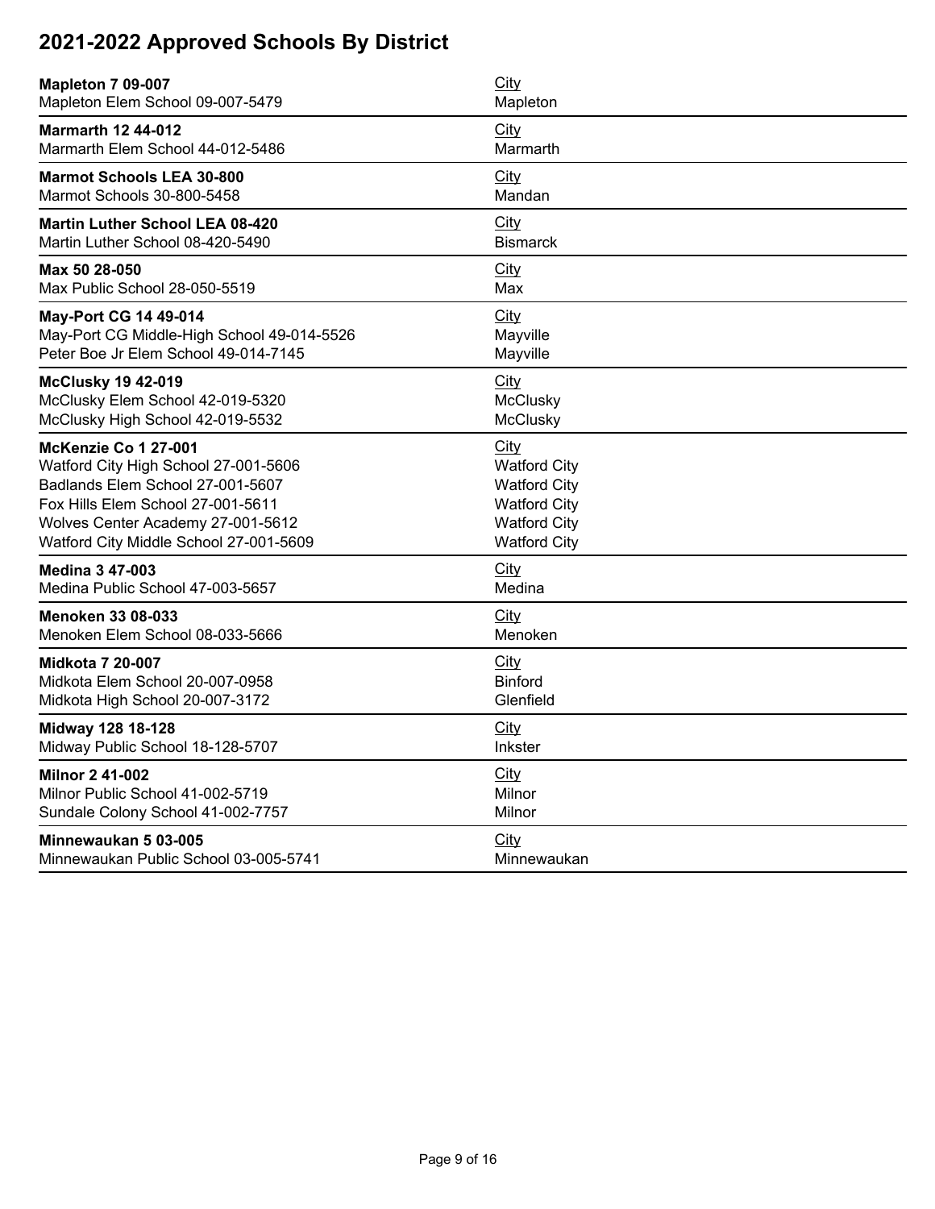# 2021-2022 Approved Schools By District

| **Mapleton 7 09-007** | City |
|---|---|
| Mapleton Elem School 09-007-5479 | Mapleton |

| **Marmarth 12 44-012** | City |
|---|---|
| Marmarth Elem School 44-012-5486 | Marmarth |

| **Marmot Schools LEA 30-800** | City |
|---|---|
| Marmot Schools 30-800-5458 | Mandan |

| **Martin Luther School LEA 08-420** | City |
|---|---|
| Martin Luther School 08-420-5490 | Bismarck |

| **Max 50 28-050** | City |
|---|---|
| Max Public School 28-050-5519 | Max |

| **May-Port CG 14 49-014** | City |
|---|---|
| May-Port CG Middle-High School 49-014-5526 | Mayville |
| Peter Boe Jr Elem School 49-014-7145 | Mayville |

| **McClusky 19 42-019** | City |
|---|---|
| McClusky Elem School 42-019-5320 | McClusky |
| McClusky High School 42-019-5532 | McClusky |

| **McKenzie Co 1 27-001** | City |
|---|---|
| Watford City High School 27-001-5606 | Watford City |
| Badlands Elem School 27-001-5607 | Watford City |
| Fox Hills Elem School 27-001-5611 | Watford City |
| Wolves Center Academy 27-001-5612 | Watford City |
| Watford City Middle School 27-001-5609 | Watford City |

| **Medina 3 47-003** | City |
|---|---|
| Medina Public School 47-003-5657 | Medina |

| **Menoken 33 08-033** | City |
|---|---|
| Menoken Elem School 08-033-5666 | Menoken |

| **Midkota 7 20-007** | City |
|---|---|
| Midkota Elem School 20-007-0958 | Binford |
| Midkota High School 20-007-3172 | Glenfield |

| **Midway 128 18-128** | City |
|---|---|
| Midway Public School 18-128-5707 | Inkster |

| **Milnor 2 41-002** | City |
|---|---|
| Milnor Public School 41-002-5719 | Milnor |
| Sundale Colony School 41-002-7757 | Milnor |

| **Minnewaukan 5 03-005** | City |
|---|---|
| Minnewaukan Public School 03-005-5741 | Minnewaukan |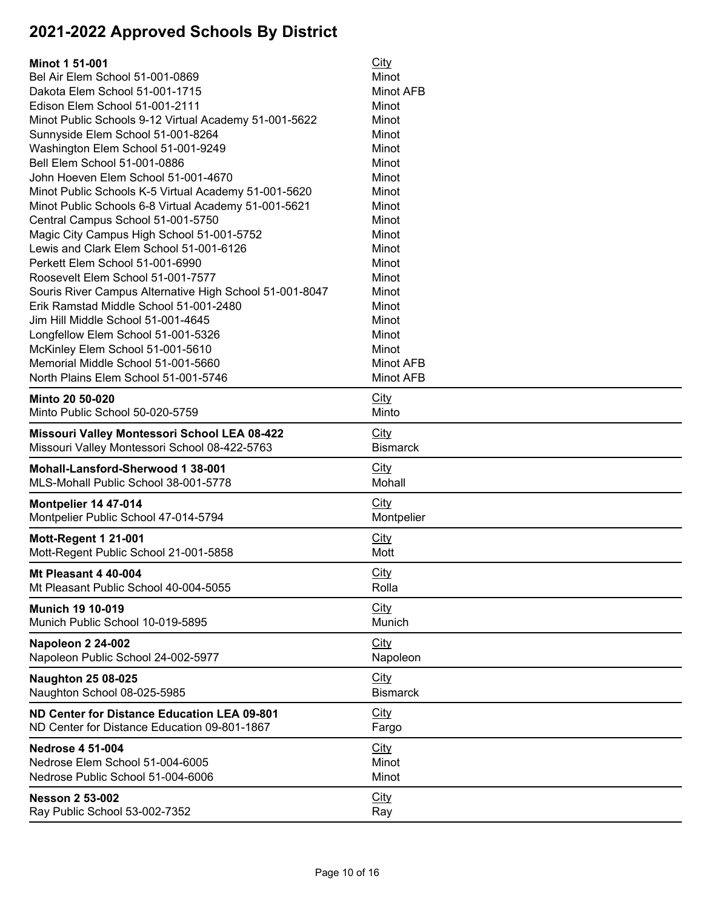# 2021-2022 Approved Schools By District

| **Minot 1 51-001** | City |
| --- | --- |
| Bel Air Elem School 51-001-0869 | Minot |
| Dakota Elem School 51-001-1715 | Minot AFB |
| Edison Elem School 51-001-2111 | Minot |
| Minot Public Schools 9-12 Virtual Academy 51-001-5622 | Minot |
| Sunnyside Elem School 51-001-8264 | Minot |
| Washington Elem School 51-001-9249 | Minot |
| Bell Elem School 51-001-0886 | Minot |
| John Hoeven Elem School 51-001-4670 | Minot |
| Minot Public Schools K-5 Virtual Academy 51-001-5620 | Minot |
| Minot Public Schools 6-8 Virtual Academy 51-001-5621 | Minot |
| Central Campus School 51-001-5750 | Minot |
| Magic City Campus High School 51-001-5752 | Minot |
| Lewis and Clark Elem School 51-001-6126 | Minot |
| Perkett Elem School 51-001-6990 | Minot |
| Roosevelt Elem School 51-001-7577 | Minot |
| Souris River Campus Alternative High School 51-001-8047 | Minot |
| Erik Ramstad Middle School 51-001-2480 | Minot |
| Jim Hill Middle School 51-001-4645 | Minot |
| Longfellow Elem School 51-001-5326 | Minot |
| McKinley Elem School 51-001-5610 | Minot |
| Memorial Middle School 51-001-5660 | Minot AFB |
| North Plains Elem School 51-001-5746 | Minot AFB |

| **Minto 20 50-020** | City |
| --- | --- |
| Minto Public School 50-020-5759 | Minto |

| **Missouri Valley Montessori School LEA 08-422** | City |
| --- | --- |
| Missouri Valley Montessori School 08-422-5763 | Bismarck |

| **Mohall-Lansford-Sherwood 1 38-001** | City |
| --- | --- |
| MLS-Mohall Public School 38-001-5778 | Mohall |

| **Montpelier 14 47-014** | City |
| --- | --- |
| Montpelier Public School 47-014-5794 | Montpelier |

| **Mott-Regent 1 21-001** | City |
| --- | --- |
| Mott-Regent Public School 21-001-5858 | Mott |

| **Mt Pleasant 4 40-004** | City |
| --- | --- |
| Mt Pleasant Public School 40-004-5055 | Rolla |

| **Munich 19 10-019** | City |
| --- | --- |
| Munich Public School 10-019-5895 | Munich |

| **Napoleon 2 24-002** | City |
| --- | --- |
| Napoleon Public School 24-002-5977 | Napoleon |

| **Naughton 25 08-025** | City |
| --- | --- |
| Naughton School 08-025-5985 | Bismarck |

| **ND Center for Distance Education LEA 09-801** | City |
| --- | --- |
| ND Center for Distance Education 09-801-1867 | Fargo |

| **Nedrose 4 51-004** | City |
| --- | --- |
| Nedrose Elem School 51-004-6005 | Minot |
| Nedrose Public School 51-004-6006 | Minot |

| **Nesson 2 53-002** | City |
| --- | --- |
| Ray Public School 53-002-7352 | Ray |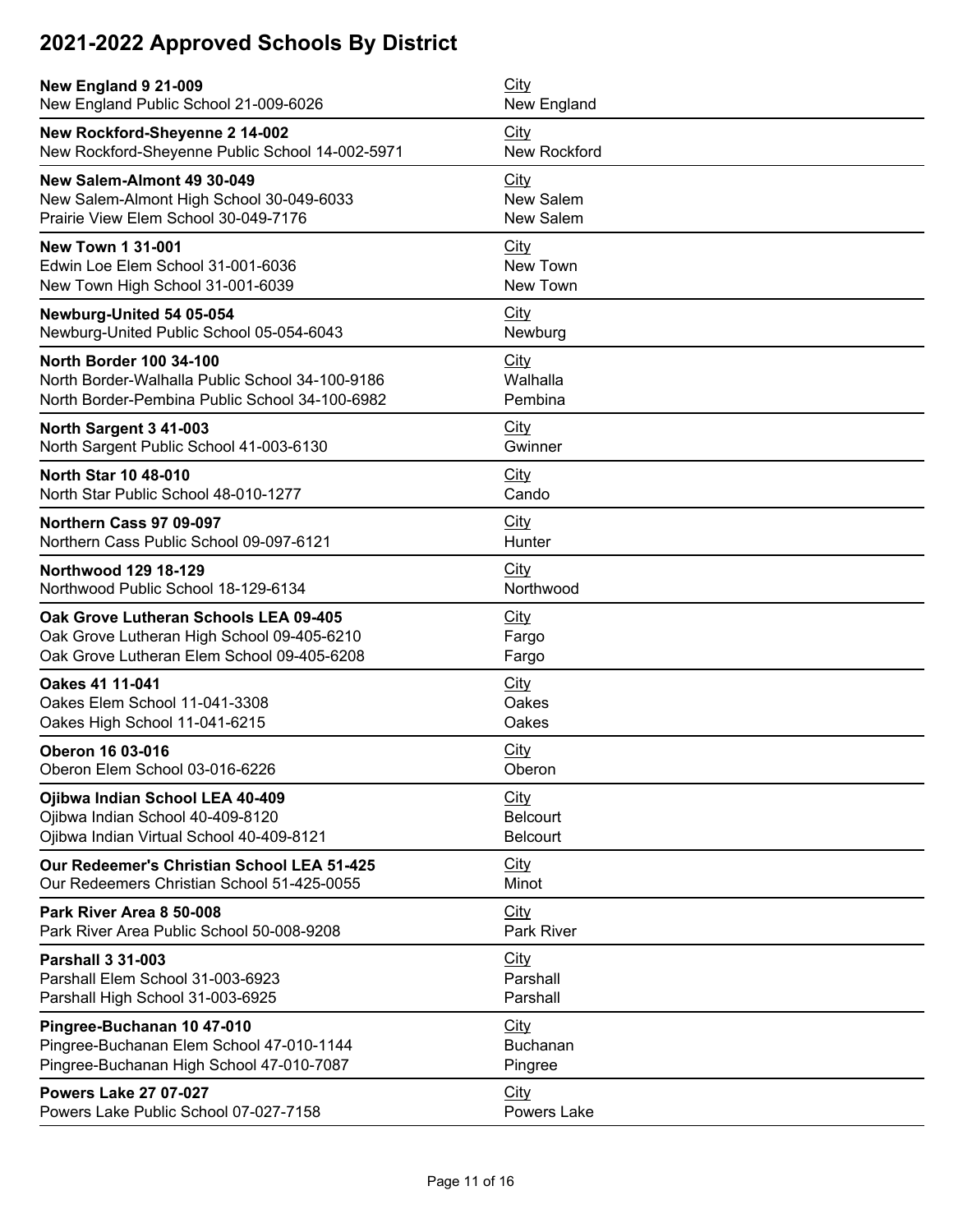# 2021-2022 Approved Schools By District

| **New England 9 21-009** | City |
|---|---|
| New England Public School 21-009-6026 | New England |

| **New Rockford-Sheyenne 2 14-002** | City |
|---|---|
| New Rockford-Sheyenne Public School 14-002-5971 | New Rockford |

| **New Salem-Almont 49 30-049** | City |
|---|---|
| New Salem-Almont High School 30-049-6033 | New Salem |
| Prairie View Elem School 30-049-7176 | New Salem |

| **New Town 1 31-001** | City |
|---|---|
| Edwin Loe Elem School 31-001-6036 | New Town |
| New Town High School 31-001-6039 | New Town |

| **Newburg-United 54 05-054** | City |
|---|---|
| Newburg-United Public School 05-054-6043 | Newburg |

| **North Border 100 34-100** | City |
|---|---|
| North Border-Walhalla Public School 34-100-9186 | Walhalla |
| North Border-Pembina Public School 34-100-6982 | Pembina |

| **North Sargent 3 41-003** | City |
|---|---|
| North Sargent Public School 41-003-6130 | Gwinner |

| **North Star 10 48-010** | City |
|---|---|
| North Star Public School 48-010-1277 | Cando |

| **Northern Cass 97 09-097** | City |
|---|---|
| Northern Cass Public School 09-097-6121 | Hunter |

| **Northwood 129 18-129** | City |
|---|---|
| Northwood Public School 18-129-6134 | Northwood |

| **Oak Grove Lutheran Schools LEA 09-405** | City |
|---|---|
| Oak Grove Lutheran High School 09-405-6210 | Fargo |
| Oak Grove Lutheran Elem School 09-405-6208 | Fargo |

| **Oakes 41 11-041** | City |
|---|---|
| Oakes Elem School 11-041-3308 | Oakes |
| Oakes High School 11-041-6215 | Oakes |

| **Oberon 16 03-016** | City |
|---|---|
| Oberon Elem School 03-016-6226 | Oberon |

| **Ojibwa Indian School LEA 40-409** | City |
|---|---|
| Ojibwa Indian School 40-409-8120 | Belcourt |
| Ojibwa Indian Virtual School 40-409-8121 | Belcourt |

| **Our Redeemer's Christian School LEA 51-425** | City |
|---|---|
| Our Redeemers Christian School 51-425-0055 | Minot |

| **Park River Area 8 50-008** | City |
|---|---|
| Park River Area Public School 50-008-9208 | Park River |

| **Parshall 3 31-003** | City |
|---|---|
| Parshall Elem School 31-003-6923 | Parshall |
| Parshall High School 31-003-6925 | Parshall |

| **Pingree-Buchanan 10 47-010** | City |
|---|---|
| Pingree-Buchanan Elem School 47-010-1144 | Buchanan |
| Pingree-Buchanan High School 47-010-7087 | Pingree |

| **Powers Lake 27 07-027** | City |
|---|---|
| Powers Lake Public School 07-027-7158 | Powers Lake |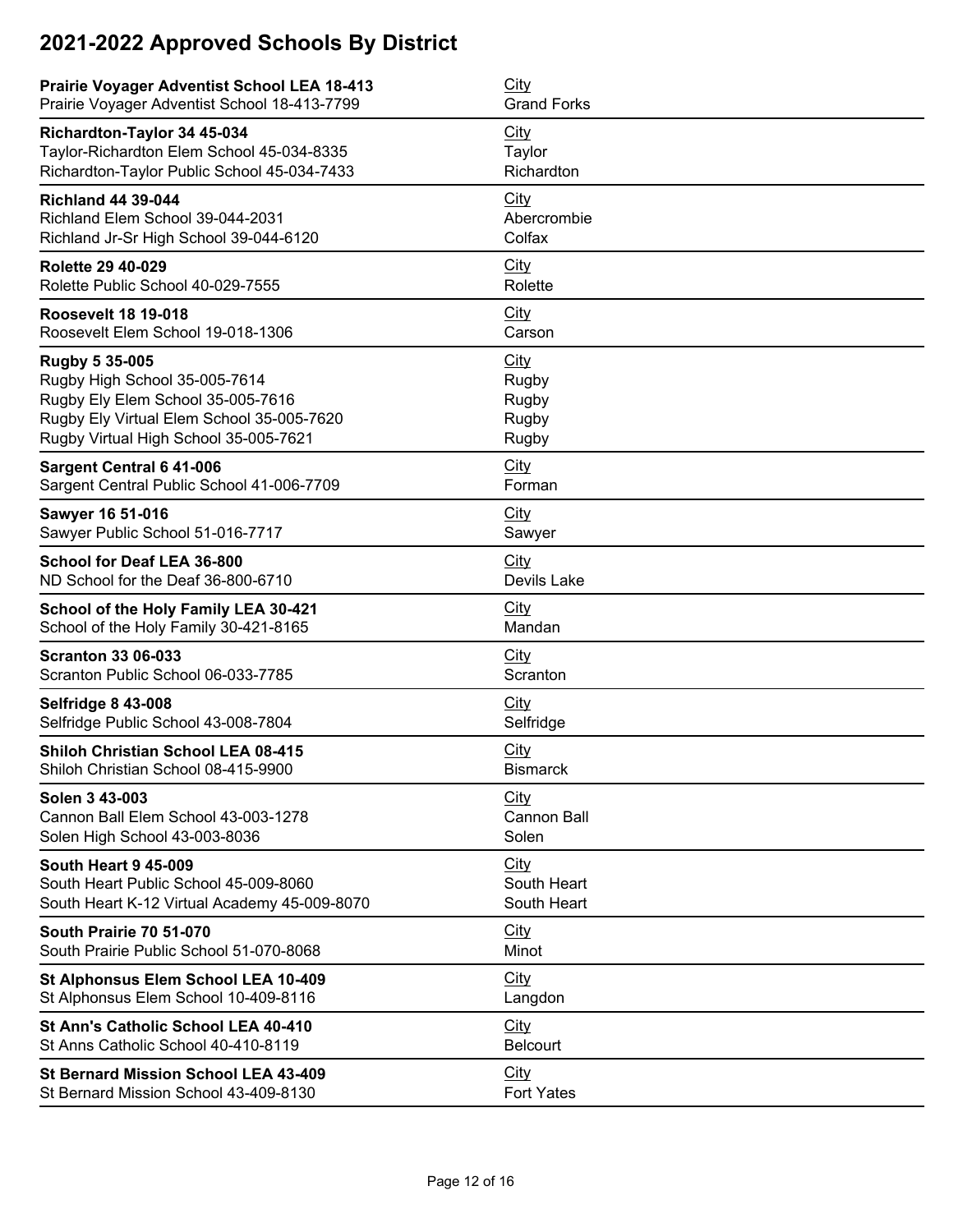# 2021-2022 Approved Schools By District

| Prairie Voyager Adventist School LEA 18-413 | City |
| --- | --- |
| Prairie Voyager Adventist School 18-413-7799 | Grand Forks |

| Richardton-Taylor 34 45-034 | City |
| --- | --- |
| Taylor-Richardton Elem School 45-034-8335 | Taylor |
| Richardton-Taylor Public School 45-034-7433 | Richardton |

| Richland 44 39-044 | City |
| --- | --- |
| Richland Elem School 39-044-2031 | Abercrombie |
| Richland Jr-Sr High School 39-044-6120 | Colfax |

| Rolette 29 40-029 | City |
| --- | --- |
| Rolette Public School 40-029-7555 | Rolette |

| Roosevelt 18 19-018 | City |
| --- | --- |
| Roosevelt Elem School 19-018-1306 | Carson |

| Rugby 5 35-005 | City |
| --- | --- |
| Rugby High School 35-005-7614 | Rugby |
| Rugby Ely Elem School 35-005-7616 | Rugby |
| Rugby Ely Virtual Elem School 35-005-7620 | Rugby |
| Rugby Virtual High School 35-005-7621 | Rugby |

| Sargent Central 6 41-006 | City |
| --- | --- |
| Sargent Central Public School 41-006-7709 | Forman |

| Sawyer 16 51-016 | City |
| --- | --- |
| Sawyer Public School 51-016-7717 | Sawyer |

| School for Deaf LEA 36-800 | City |
| --- | --- |
| ND School for the Deaf 36-800-6710 | Devils Lake |

| School of the Holy Family LEA 30-421 | City |
| --- | --- |
| School of the Holy Family 30-421-8165 | Mandan |

| Scranton 33 06-033 | City |
| --- | --- |
| Scranton Public School 06-033-7785 | Scranton |

| Selfridge 8 43-008 | City |
| --- | --- |
| Selfridge Public School 43-008-7804 | Selfridge |

| Shiloh Christian School LEA 08-415 | City |
| --- | --- |
| Shiloh Christian School 08-415-9900 | Bismarck |

| Solen 3 43-003 | City |
| --- | --- |
| Cannon Ball Elem School 43-003-1278 | Cannon Ball |
| Solen High School 43-003-8036 | Solen |

| South Heart 9 45-009 | City |
| --- | --- |
| South Heart Public School 45-009-8060 | South Heart |
| South Heart K-12 Virtual Academy 45-009-8070 | South Heart |

| South Prairie 70 51-070 | City |
| --- | --- |
| South Prairie Public School 51-070-8068 | Minot |

| St Alphonsus Elem School LEA 10-409 | City |
| --- | --- |
| St Alphonsus Elem School 10-409-8116 | Langdon |

| St Ann's Catholic School LEA 40-410 | City |
| --- | --- |
| St Anns Catholic School 40-410-8119 | Belcourt |

| St Bernard Mission School LEA 43-409 | City |
| --- | --- |
| St Bernard Mission School 43-409-8130 | Fort Yates |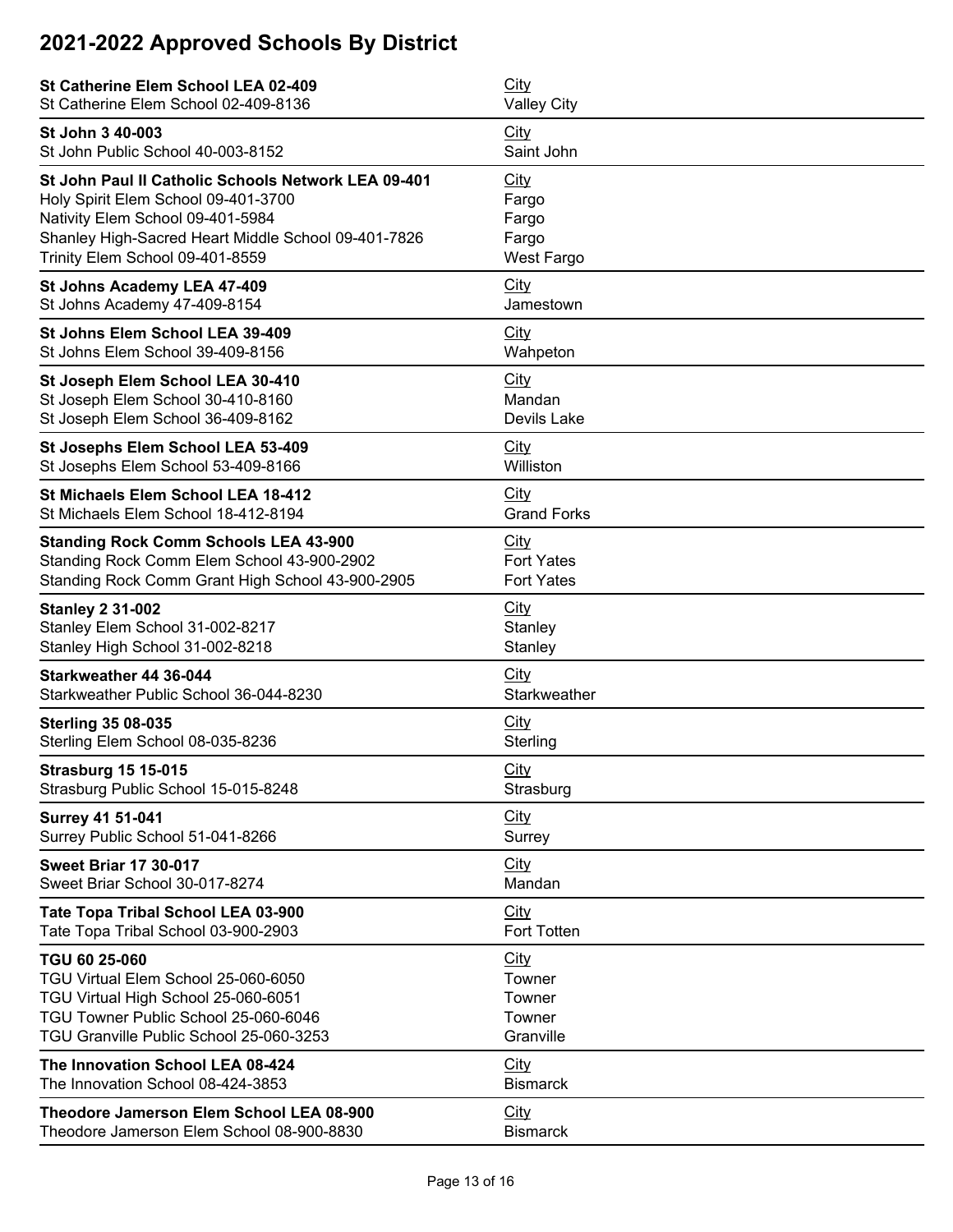# 2021-2022 Approved Schools By District

| **St Catherine Elem School LEA 02-409** | City |
|---|---|
| St Catherine Elem School 02-409-8136 | Valley City |

| **St John 3 40-003** | City |
|---|---|
| St John Public School 40-003-8152 | Saint John |

| **St John Paul II Catholic Schools Network LEA 09-401** | City |
|---|---|
| Holy Spirit Elem School 09-401-3700 | Fargo |
| Nativity Elem School 09-401-5984 | Fargo |
| Shanley High-Sacred Heart Middle School 09-401-7826 | Fargo |
| Trinity Elem School 09-401-8559 | West Fargo |

| **St Johns Academy LEA 47-409** | City |
|---|---|
| St Johns Academy 47-409-8154 | Jamestown |

| **St Johns Elem School LEA 39-409** | City |
|---|---|
| St Johns Elem School 39-409-8156 | Wahpeton |

| **St Joseph Elem School LEA 30-410** | City |
|---|---|
| St Joseph Elem School 30-410-8160 | Mandan |
| St Joseph Elem School 36-409-8162 | Devils Lake |

| **St Josephs Elem School LEA 53-409** | City |
|---|---|
| St Josephs Elem School 53-409-8166 | Williston |

| **St Michaels Elem School LEA 18-412** | City |
|---|---|
| St Michaels Elem School 18-412-8194 | Grand Forks |

| **Standing Rock Comm Schools LEA 43-900** | City |
|---|---|
| Standing Rock Comm Elem School 43-900-2902 | Fort Yates |
| Standing Rock Comm Grant High School 43-900-2905 | Fort Yates |

| **Stanley 2 31-002** | City |
|---|---|
| Stanley Elem School 31-002-8217 | Stanley |
| Stanley High School 31-002-8218 | Stanley |

| **Starkweather 44 36-044** | City |
|---|---|
| Starkweather Public School 36-044-8230 | Starkweather |

| **Sterling 35 08-035** | City |
|---|---|
| Sterling Elem School 08-035-8236 | Sterling |

| **Strasburg 15 15-015** | City |
|---|---|
| Strasburg Public School 15-015-8248 | Strasburg |

| **Surrey 41 51-041** | City |
|---|---|
| Surrey Public School 51-041-8266 | Surrey |

| **Sweet Briar 17 30-017** | City |
|---|---|
| Sweet Briar School 30-017-8274 | Mandan |

| **Tate Topa Tribal School LEA 03-900** | City |
|---|---|
| Tate Topa Tribal School 03-900-2903 | Fort Totten |

| **TGU 60 25-060** | City |
|---|---|
| TGU Virtual Elem School 25-060-6050 | Towner |
| TGU Virtual High School 25-060-6051 | Towner |
| TGU Towner Public School 25-060-6046 | Towner |
| TGU Granville Public School 25-060-3253 | Granville |

| **The Innovation School LEA 08-424** | City |
|---|---|
| The Innovation School 08-424-3853 | Bismarck |

| **Theodore Jamerson Elem School LEA 08-900** | City |
|---|---|
| Theodore Jamerson Elem School 08-900-8830 | Bismarck |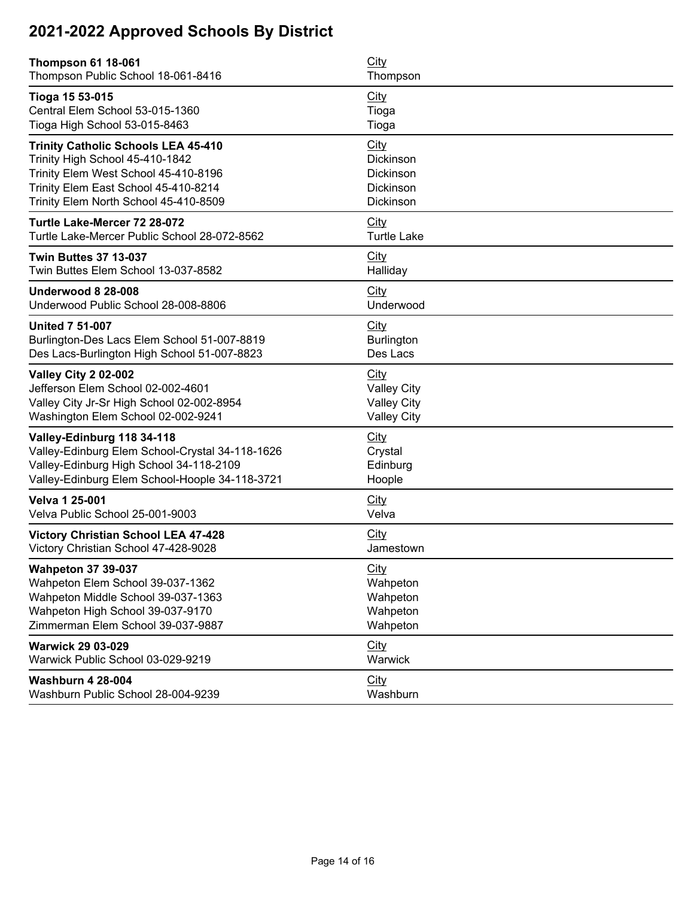# 2021-2022 Approved Schools By District

| **Thompson 61 18-061** | City |
|---|---|
| Thompson Public School 18-061-8416 | Thompson |

| **Tioga 15 53-015** | City |
|---|---|
| Central Elem School 53-015-1360 | Tioga |
| Tioga High School 53-015-8463 | Tioga |

| **Trinity Catholic Schools LEA 45-410** | City |
|---|---|
| Trinity High School 45-410-1842 | Dickinson |
| Trinity Elem West School 45-410-8196 | Dickinson |
| Trinity Elem East School 45-410-8214 | Dickinson |
| Trinity Elem North School 45-410-8509 | Dickinson |

| **Turtle Lake-Mercer 72 28-072** | City |
|---|---|
| Turtle Lake-Mercer Public School 28-072-8562 | Turtle Lake |

| **Twin Buttes 37 13-037** | City |
|---|---|
| Twin Buttes Elem School 13-037-8582 | Halliday |

| **Underwood 8 28-008** | City |
|---|---|
| Underwood Public School 28-008-8806 | Underwood |

| **United 7 51-007** | City |
|---|---|
| Burlington-Des Lacs Elem School 51-007-8819 | Burlington |
| Des Lacs-Burlington High School 51-007-8823 | Des Lacs |

| **Valley City 2 02-002** | City |
|---|---|
| Jefferson Elem School 02-002-4601 | Valley City |
| Valley City Jr-Sr High School 02-002-8954 | Valley City |
| Washington Elem School 02-002-9241 | Valley City |

| **Valley-Edinburg 118 34-118** | City |
|---|---|
| Valley-Edinburg Elem School-Crystal 34-118-1626 | Crystal |
| Valley-Edinburg High School 34-118-2109 | Edinburg |
| Valley-Edinburg Elem School-Hoople 34-118-3721 | Hoople |

| **Velva 1 25-001** | City |
|---|---|
| Velva Public School 25-001-9003 | Velva |

| **Victory Christian School LEA 47-428** | City |
|---|---|
| Victory Christian School 47-428-9028 | Jamestown |

| **Wahpeton 37 39-037** | City |
|---|---|
| Wahpeton Elem School 39-037-1362 | Wahpeton |
| Wahpeton Middle School 39-037-1363 | Wahpeton |
| Wahpeton High School 39-037-9170 | Wahpeton |
| Zimmerman Elem School 39-037-9887 | Wahpeton |

| **Warwick 29 03-029** | City |
|---|---|
| Warwick Public School 03-029-9219 | Warwick |

| **Washburn 4 28-004** | City |
|---|---|
| Washburn Public School 28-004-9239 | Washburn |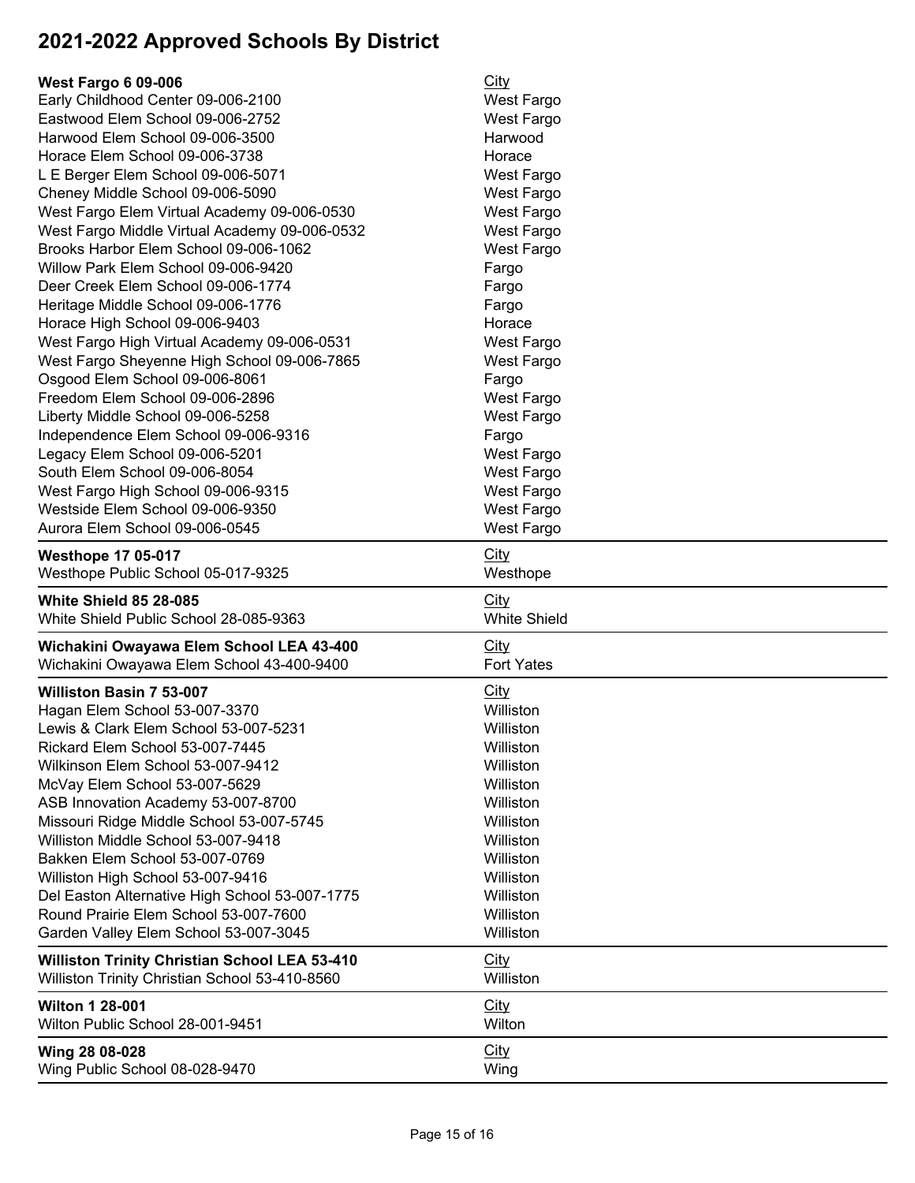# 2021-2022 Approved Schools By District

| West Fargo 6 09-006 | City |
|---|---|
| Early Childhood Center 09-006-2100 | West Fargo |
| Eastwood Elem School 09-006-2752 | West Fargo |
| Harwood Elem School 09-006-3500 | Harwood |
| Horace Elem School 09-006-3738 | Horace |
| L E Berger Elem School 09-006-5071 | West Fargo |
| Cheney Middle School 09-006-5090 | West Fargo |
| West Fargo Elem Virtual Academy 09-006-0530 | West Fargo |
| West Fargo Middle Virtual Academy 09-006-0532 | West Fargo |
| Brooks Harbor Elem School 09-006-1062 | West Fargo |
| Willow Park Elem School 09-006-9420 | Fargo |
| Deer Creek Elem School 09-006-1774 | Fargo |
| Heritage Middle School 09-006-1776 | Fargo |
| Horace High School 09-006-9403 | Horace |
| West Fargo High Virtual Academy 09-006-0531 | West Fargo |
| West Fargo Sheyenne High School 09-006-7865 | West Fargo |
| Osgood Elem School 09-006-8061 | Fargo |
| Freedom Elem School 09-006-2896 | West Fargo |
| Liberty Middle School 09-006-5258 | West Fargo |
| Independence Elem School 09-006-9316 | Fargo |
| Legacy Elem School 09-006-5201 | West Fargo |
| South Elem School 09-006-8054 | West Fargo |
| West Fargo High School 09-006-9315 | West Fargo |
| Westside Elem School 09-006-9350 | West Fargo |
| Aurora Elem School 09-006-0545 | West Fargo |

| Westhope 17 05-017 | City |
|---|---|
| Westhope Public School 05-017-9325 | Westhope |

| White Shield 85 28-085 | City |
|---|---|
| White Shield Public School 28-085-9363 | White Shield |

| Wichakini Owayawa Elem School LEA 43-400 | City |
|---|---|
| Wichakini Owayawa Elem School 43-400-9400 | Fort Yates |

| Williston Basin 7 53-007 | City |
|---|---|
| Hagan Elem School 53-007-3370 | Williston |
| Lewis & Clark Elem School 53-007-5231 | Williston |
| Rickard Elem School 53-007-7445 | Williston |
| Wilkinson Elem School 53-007-9412 | Williston |
| McVay Elem School 53-007-5629 | Williston |
| ASB Innovation Academy 53-007-8700 | Williston |
| Missouri Ridge Middle School 53-007-5745 | Williston |
| Williston Middle School 53-007-9418 | Williston |
| Bakken Elem School 53-007-0769 | Williston |
| Williston High School 53-007-9416 | Williston |
| Del Easton Alternative High School 53-007-1775 | Williston |
| Round Prairie Elem School 53-007-7600 | Williston |
| Garden Valley Elem School 53-007-3045 | Williston |

| Williston Trinity Christian School LEA 53-410 | City |
|---|---|
| Williston Trinity Christian School 53-410-8560 | Williston |

| Wilton 1 28-001 | City |
|---|---|
| Wilton Public School 28-001-9451 | Wilton |

| Wing 28 08-028 | City |
|---|---|
| Wing Public School 08-028-9470 | Wing |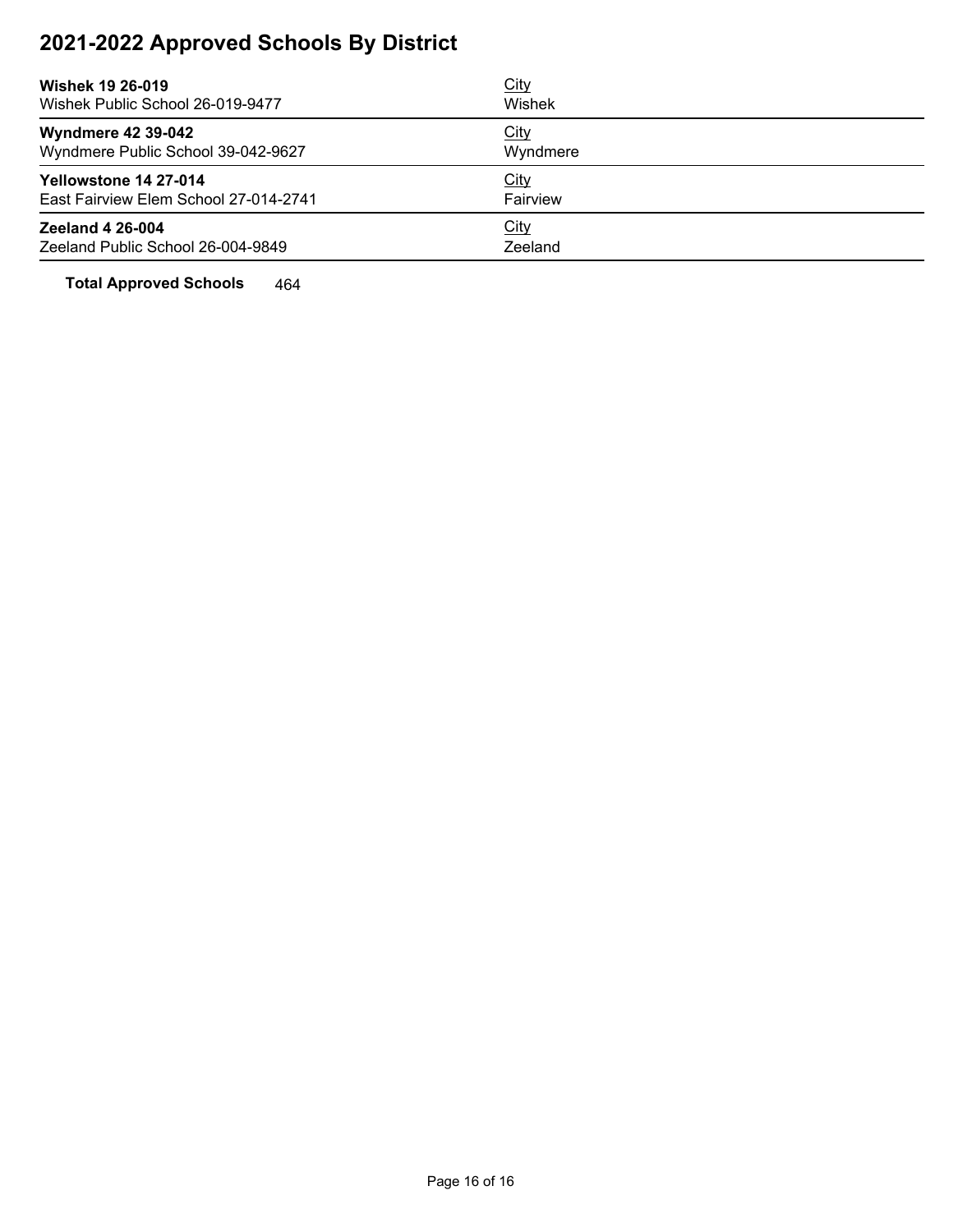# 2021-2022 Approved Schools By District

| | |
|---|---|
| **Wishek 19 26-019** | City |
| Wishek Public School 26-019-9477 | Wishek |
| **Wyndmere 42 39-042** | City |
| Wyndmere Public School 39-042-9627 | Wyndmere |
| **Yellowstone 14 27-014** | City |
| East Fairview Elem School 27-014-2741 | Fairview |
| **Zeeland 4 26-004** | City |
| Zeeland Public School 26-004-9849 | Zeeland |

**Total Approved Schools** 464